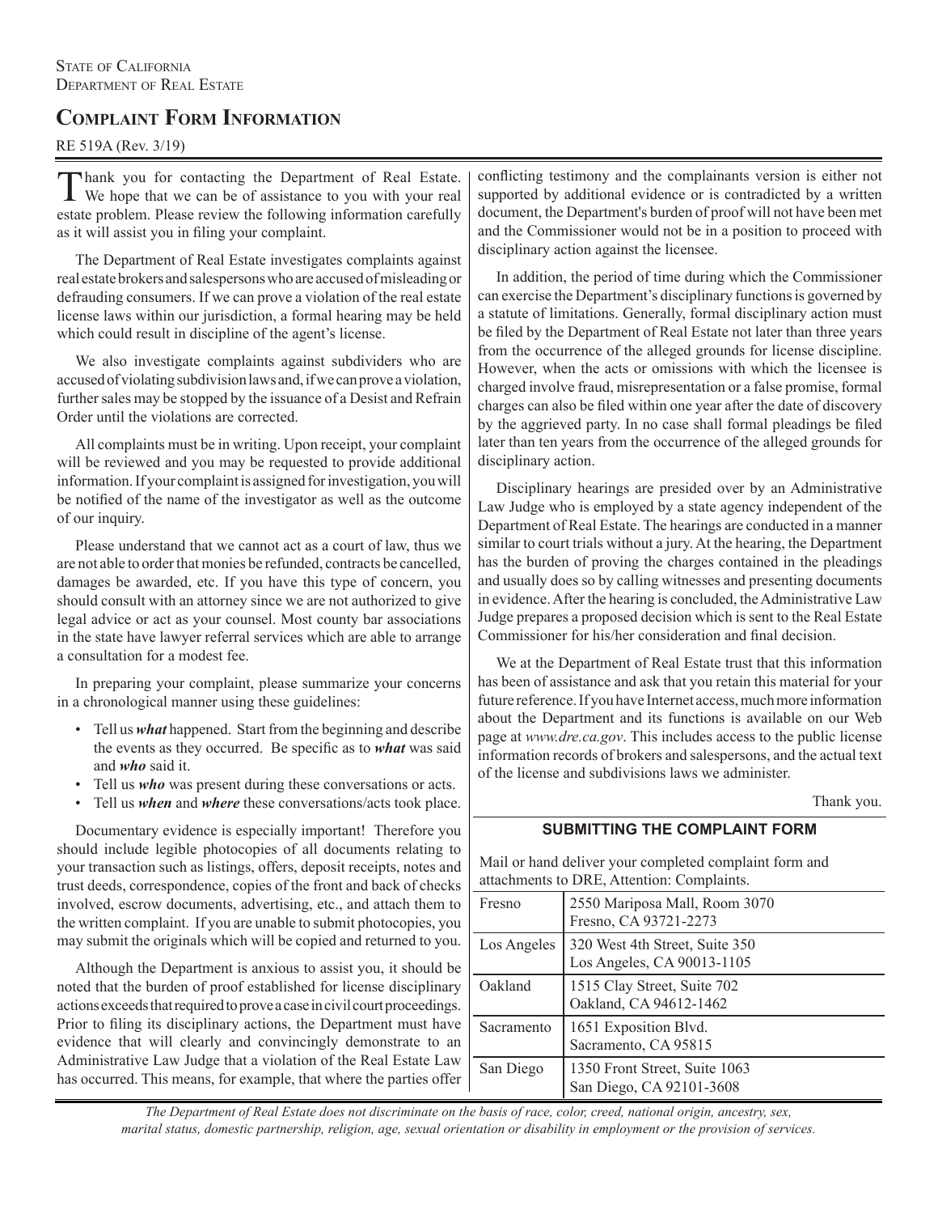State of California
Department of Real Estate

# Complaint Form Information

RE 519A (Rev. 3/19)

Thank you for contacting the Department of Real Estate. We hope that we can be of assistance to you with your real estate problem. Please review the following information carefully as it will assist you in filing your complaint.

The Department of Real Estate investigates complaints against real estate brokers and salespersons who are accused of misleading or defrauding consumers. If we can prove a violation of the real estate license laws within our jurisdiction, a formal hearing may be held which could result in discipline of the agent's license.

We also investigate complaints against subdividers who are accused of violating subdivision laws and, if we can prove a violation, further sales may be stopped by the issuance of a Desist and Refrain Order until the violations are corrected.

All complaints must be in writing. Upon receipt, your complaint will be reviewed and you may be requested to provide additional information. If your complaint is assigned for investigation, you will be notified of the name of the investigator as well as the outcome of our inquiry.

Please understand that we cannot act as a court of law, thus we are not able to order that monies be refunded, contracts be cancelled, damages be awarded, etc. If you have this type of concern, you should consult with an attorney since we are not authorized to give legal advice or act as your counsel. Most county bar associations in the state have lawyer referral services which are able to arrange a consultation for a modest fee.

In preparing your complaint, please summarize your concerns in a chronological manner using these guidelines:

- Tell us ***what*** happened. Start from the beginning and describe the events as they occurred. Be specific as to ***what*** was said and ***who*** said it.
- Tell us ***who*** was present during these conversations or acts.
- Tell us ***when*** and ***where*** these conversations/acts took place.

Documentary evidence is especially important! Therefore you should include legible photocopies of all documents relating to your transaction such as listings, offers, deposit receipts, notes and trust deeds, correspondence, copies of the front and back of checks involved, escrow documents, advertising, etc., and attach them to the written complaint. If you are unable to submit photocopies, you may submit the originals which will be copied and returned to you.

Although the Department is anxious to assist you, it should be noted that the burden of proof established for license disciplinary actions exceeds that required to prove a case in civil court proceedings. Prior to filing its disciplinary actions, the Department must have evidence that will clearly and convincingly demonstrate to an Administrative Law Judge that a violation of the Real Estate Law has occurred. This means, for example, that where the parties offer conflicting testimony and the complainants version is either not supported by additional evidence or is contradicted by a written document, the Department's burden of proof will not have been met and the Commissioner would not be in a position to proceed with disciplinary action against the licensee.

In addition, the period of time during which the Commissioner can exercise the Department's disciplinary functions is governed by a statute of limitations. Generally, formal disciplinary action must be filed by the Department of Real Estate not later than three years from the occurrence of the alleged grounds for license discipline. However, when the acts or omissions with which the licensee is charged involve fraud, misrepresentation or a false promise, formal charges can also be filed within one year after the date of discovery by the aggrieved party. In no case shall formal pleadings be filed later than ten years from the occurrence of the alleged grounds for disciplinary action.

Disciplinary hearings are presided over by an Administrative Law Judge who is employed by a state agency independent of the Department of Real Estate. The hearings are conducted in a manner similar to court trials without a jury. At the hearing, the Department has the burden of proving the charges contained in the pleadings and usually does so by calling witnesses and presenting documents in evidence. After the hearing is concluded, the Administrative Law Judge prepares a proposed decision which is sent to the Real Estate Commissioner for his/her consideration and final decision.

We at the Department of Real Estate trust that this information has been of assistance and ask that you retain this material for your future reference. If you have Internet access, much more information about the Department and its functions is available on our Web page at *www.dre.ca.gov*. This includes access to the public license information records of brokers and salespersons, and the actual text of the license and subdivisions laws we administer.

Thank you.

## SUBMITTING THE COMPLAINT FORM

Mail or hand deliver your completed complaint form and attachments to DRE, Attention: Complaints.

| | |
|---|---|
| Fresno | 2550 Mariposa Mall, Room 3070<br>Fresno, CA 93721-2273 |
| Los Angeles | 320 West 4th Street, Suite 350<br>Los Angeles, CA 90013-1105 |
| Oakland | 1515 Clay Street, Suite 702<br>Oakland, CA 94612-1462 |
| Sacramento | 1651 Exposition Blvd.<br>Sacramento, CA 95815 |
| San Diego | 1350 Front Street, Suite 1063<br>San Diego, CA 92101-3608 |

*The Department of Real Estate does not discriminate on the basis of race, color, creed, national origin, ancestry, sex, marital status, domestic partnership, religion, age, sexual orientation or disability in employment or the provision of services.*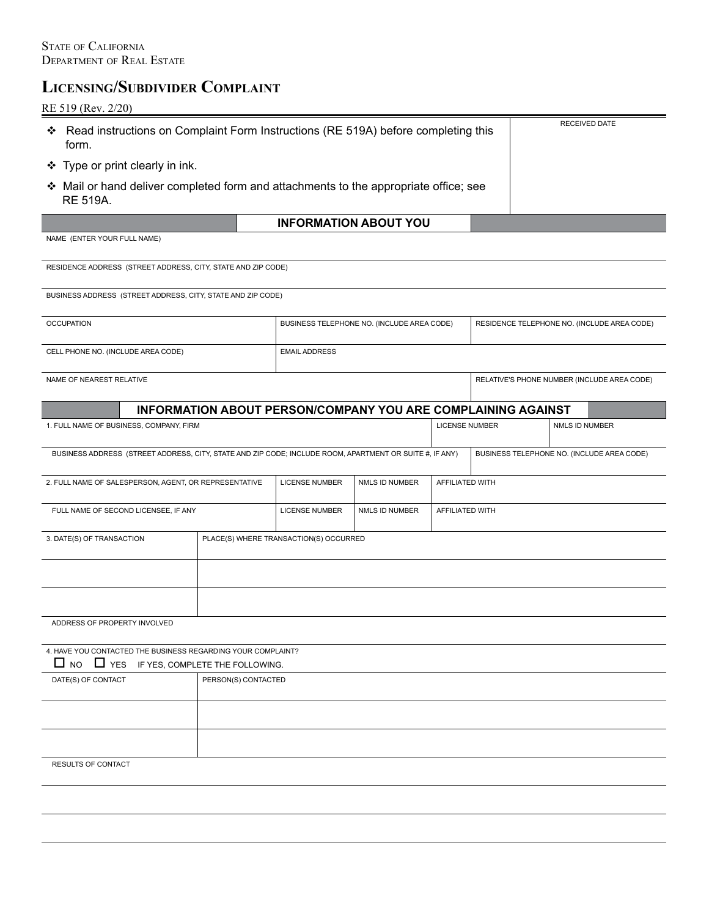State of California
Department of Real Estate

# Licensing/Subdivider Complaint

RE 519 (Rev. 2/20)

| | RECEIVED DATE |
|---|---|
| ❖ Read instructions on Complaint Form Instructions (RE 519A) before completing this form.<br>❖ Type or print clearly in ink.<br>❖ Mail or hand deliver completed form and attachments to the appropriate office; see RE 519A. | |

## INFORMATION ABOUT YOU

| | | |
|---|---|---|
| NAME (ENTER YOUR FULL NAME) | | |
| RESIDENCE ADDRESS (STREET ADDRESS, CITY, STATE AND ZIP CODE) | | |
| BUSINESS ADDRESS (STREET ADDRESS, CITY, STATE AND ZIP CODE) | | |
| OCCUPATION | BUSINESS TELEPHONE NO. (INCLUDE AREA CODE) | RESIDENCE TELEPHONE NO. (INCLUDE AREA CODE) |
| CELL PHONE NO. (INCLUDE AREA CODE) | EMAIL ADDRESS | |
| NAME OF NEAREST RELATIVE | | RELATIVE'S PHONE NUMBER (INCLUDE AREA CODE) |

## INFORMATION ABOUT PERSON/COMPANY YOU ARE COMPLAINING AGAINST

| | | | |
|---|---|---|---|
| 1. FULL NAME OF BUSINESS, COMPANY, FIRM | | LICENSE NUMBER | NMLS ID NUMBER |
| BUSINESS ADDRESS (STREET ADDRESS, CITY, STATE AND ZIP CODE; INCLUDE ROOM, APARTMENT OR SUITE #, IF ANY) | | BUSINESS TELEPHONE NO. (INCLUDE AREA CODE) | |

| | | | |
|---|---|---|---|
| 2. FULL NAME OF SALESPERSON, AGENT, OR REPRESENTATIVE | LICENSE NUMBER | NMLS ID NUMBER | AFFILIATED WITH |
| FULL NAME OF SECOND LICENSEE, IF ANY | LICENSE NUMBER | NMLS ID NUMBER | AFFILIATED WITH |

| 3. DATE(S) OF TRANSACTION | PLACE(S) WHERE TRANSACTION(S) OCCURRED |
|---|---|
| | |
| | |

ADDRESS OF PROPERTY INVOLVED

4. HAVE YOU CONTACTED THE BUSINESS REGARDING YOUR COMPLAINT?
☐ NO ☐ YES IF YES, COMPLETE THE FOLLOWING.

| DATE(S) OF CONTACT | PERSON(S) CONTACTED |
|---|---|
| | |
| | |

RESULTS OF CONTACT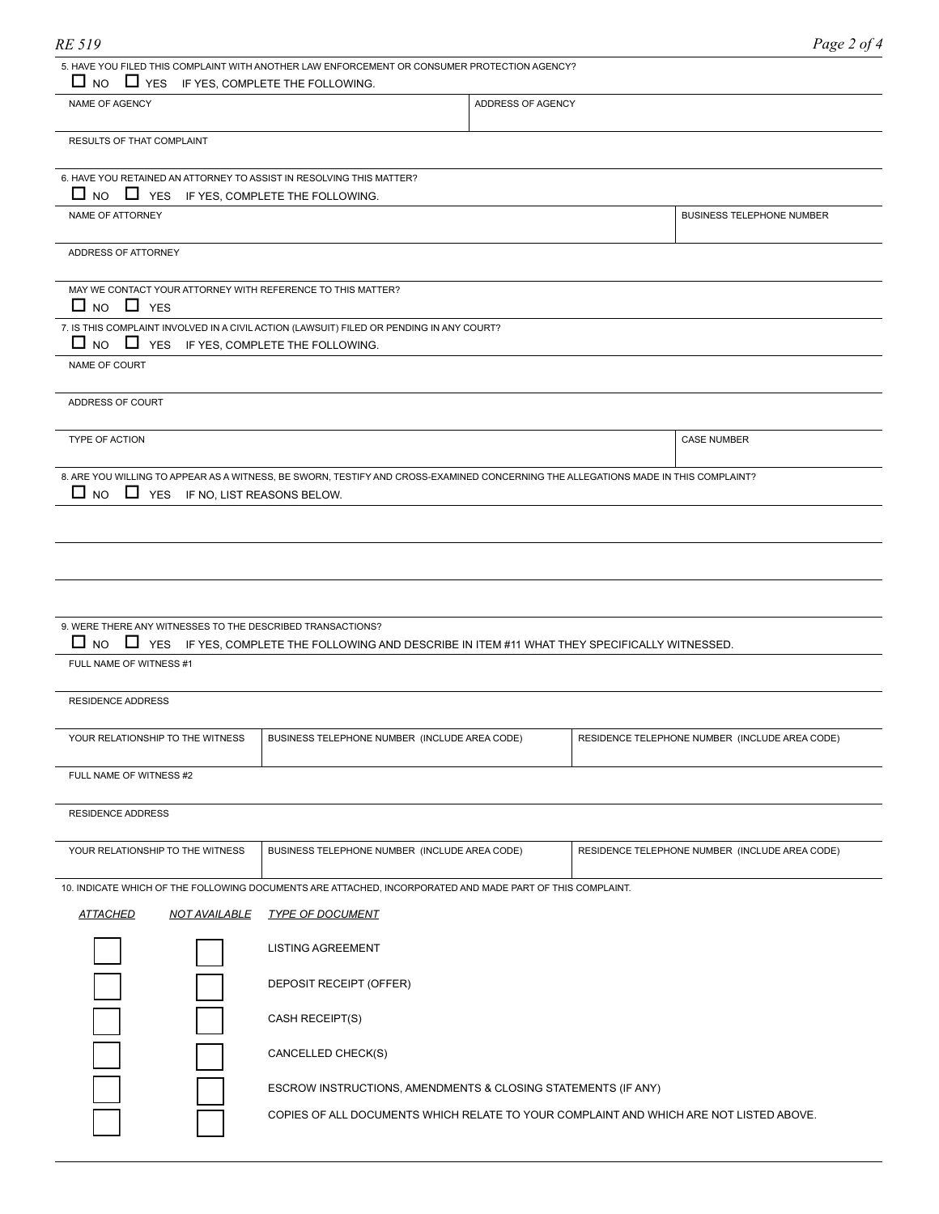5. HAVE YOU FILED THIS COMPLAINT WITH ANOTHER LAW ENFORCEMENT OR CONSUMER PROTECTION AGENCY?

☐ NO ☐ YES IF YES, COMPLETE THE FOLLOWING.

| NAME OF AGENCY | ADDRESS OF AGENCY |
| --- | --- |
| | |

RESULTS OF THAT COMPLAINT

6. HAVE YOU RETAINED AN ATTORNEY TO ASSIST IN RESOLVING THIS MATTER?

☐ NO ☐ YES IF YES, COMPLETE THE FOLLOWING.

| NAME OF ATTORNEY | BUSINESS TELEPHONE NUMBER |
| --- | --- |
| | |

ADDRESS OF ATTORNEY

MAY WE CONTACT YOUR ATTORNEY WITH REFERENCE TO THIS MATTER?

☐ NO ☐ YES

7. IS THIS COMPLAINT INVOLVED IN A CIVIL ACTION (LAWSUIT) FILED OR PENDING IN ANY COURT?

☐ NO ☐ YES IF YES, COMPLETE THE FOLLOWING.

NAME OF COURT

ADDRESS OF COURT

| TYPE OF ACTION | CASE NUMBER |
| --- | --- |
| | |

8. ARE YOU WILLING TO APPEAR AS A WITNESS, BE SWORN, TESTIFY AND CROSS-EXAMINED CONCERNING THE ALLEGATIONS MADE IN THIS COMPLAINT?

☐ NO ☐ YES IF NO, LIST REASONS BELOW.

9. WERE THERE ANY WITNESSES TO THE DESCRIBED TRANSACTIONS?

☐ NO ☐ YES IF YES, COMPLETE THE FOLLOWING AND DESCRIBE IN ITEM #11 WHAT THEY SPECIFICALLY WITNESSED.

FULL NAME OF WITNESS #1

RESIDENCE ADDRESS

| YOUR RELATIONSHIP TO THE WITNESS | BUSINESS TELEPHONE NUMBER (INCLUDE AREA CODE) | RESIDENCE TELEPHONE NUMBER (INCLUDE AREA CODE) |
| --- | --- | --- |
| | | |

FULL NAME OF WITNESS #2

RESIDENCE ADDRESS

| YOUR RELATIONSHIP TO THE WITNESS | BUSINESS TELEPHONE NUMBER (INCLUDE AREA CODE) | RESIDENCE TELEPHONE NUMBER (INCLUDE AREA CODE) |
| --- | --- | --- |
| | | |

10. INDICATE WHICH OF THE FOLLOWING DOCUMENTS ARE ATTACHED, INCORPORATED AND MADE PART OF THIS COMPLAINT.

| *ATTACHED* | *NOT AVAILABLE* | *TYPE OF DOCUMENT* |
| --- | --- | --- |
| ☐ | ☐ | LISTING AGREEMENT |
| ☐ | ☐ | DEPOSIT RECEIPT (OFFER) |
| ☐ | ☐ | CASH RECEIPT(S) |
| ☐ | ☐ | CANCELLED CHECK(S) |
| ☐ | ☐ | ESCROW INSTRUCTIONS, AMENDMENTS & CLOSING STATEMENTS (IF ANY) |
| ☐ | ☐ | COPIES OF ALL DOCUMENTS WHICH RELATE TO YOUR COMPLAINT AND WHICH ARE NOT LISTED ABOVE. |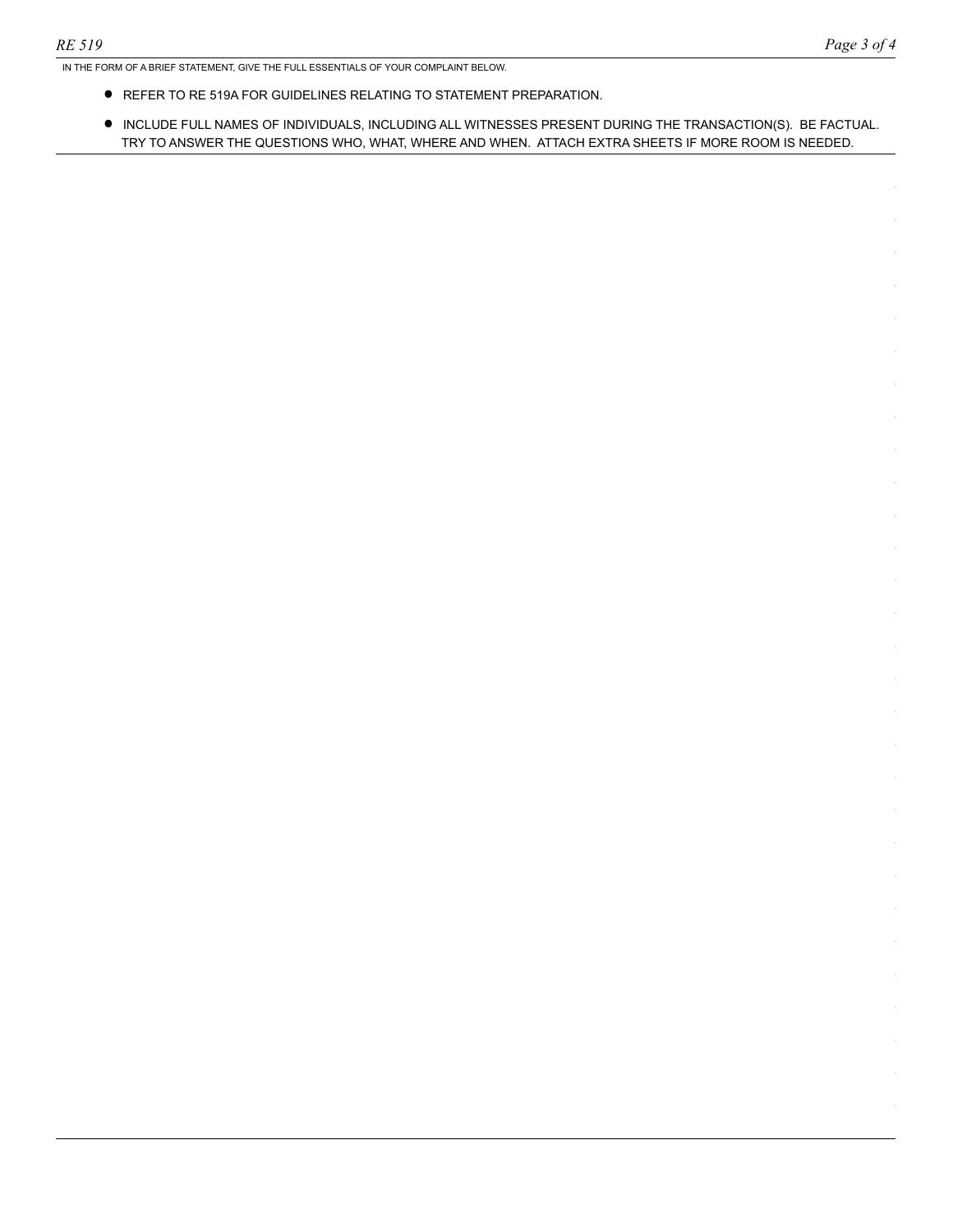IN THE FORM OF A BRIEF STATEMENT, GIVE THE FULL ESSENTIALS OF YOUR COMPLAINT BELOW.

- REFER TO RE 519A FOR GUIDELINES RELATING TO STATEMENT PREPARATION.
- INCLUDE FULL NAMES OF INDIVIDUALS, INCLUDING ALL WITNESSES PRESENT DURING THE TRANSACTION(S). BE FACTUAL. TRY TO ANSWER THE QUESTIONS WHO, WHAT, WHERE AND WHEN. ATTACH EXTRA SHEETS IF MORE ROOM IS NEEDED.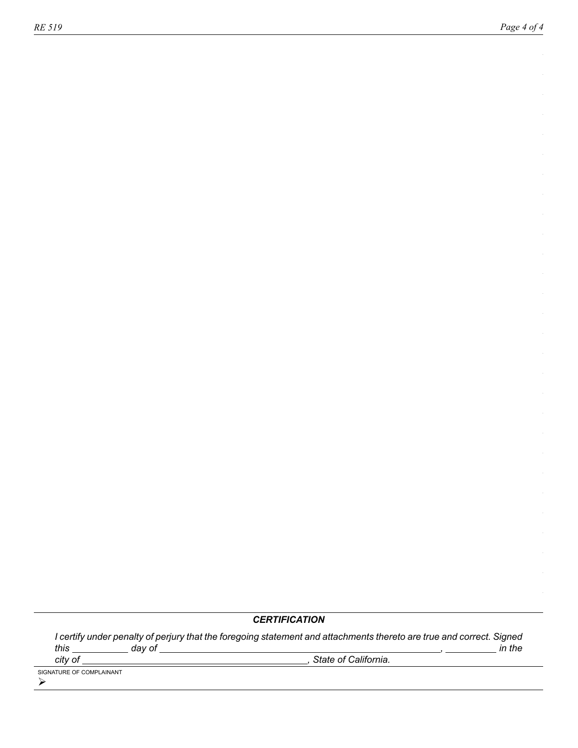## *CERTIFICATION*

*I certify under penalty of perjury that the foregoing statement and attachments thereto are true and correct. Signed this __________ day of ________________________________________________, _________ in the city of ________________________________________, State of California.*

SIGNATURE OF COMPLAINANT

➢